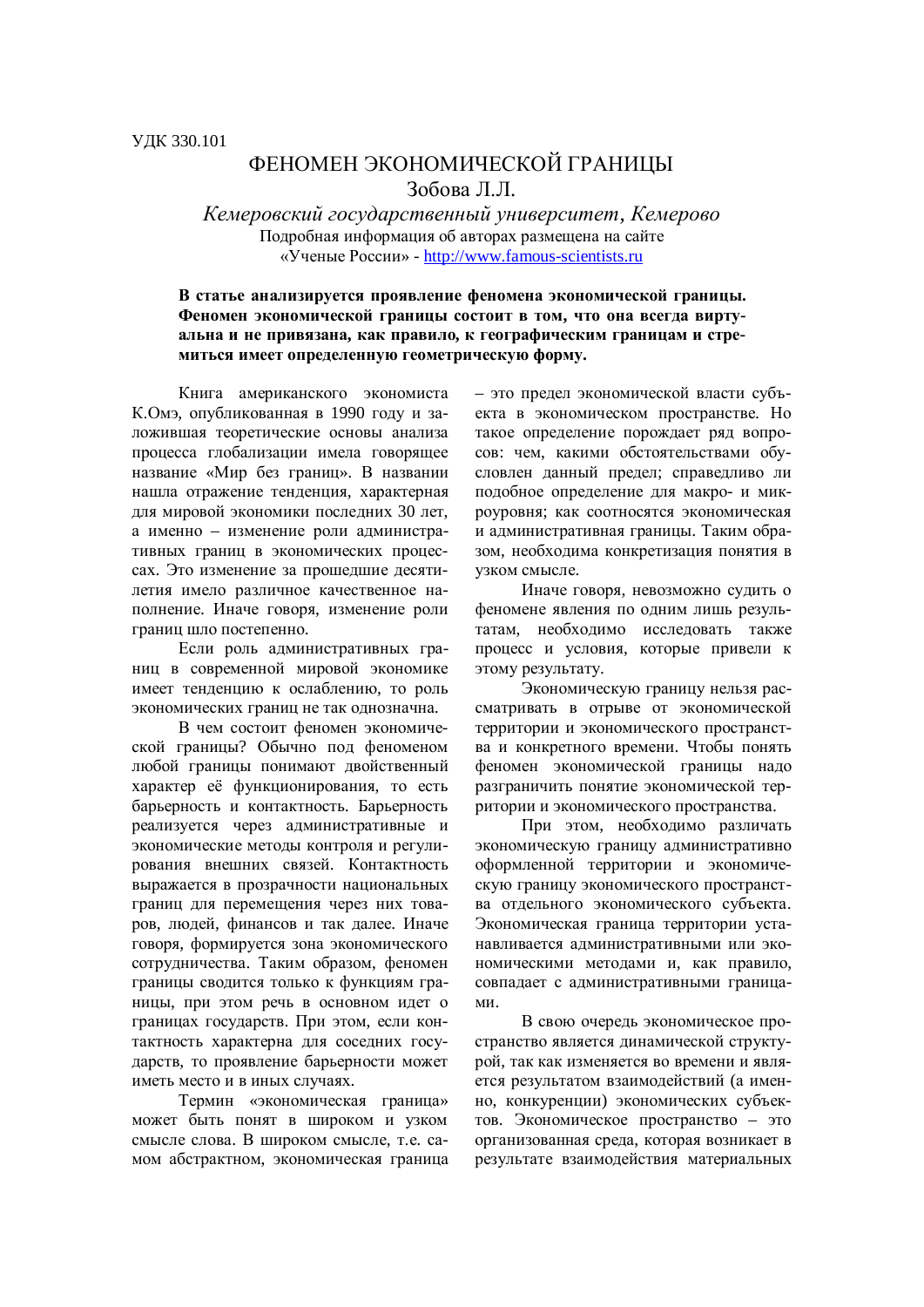УДК 330.101

# ФЕНОМЕН ЭКОНОМИЧЕСКОЙ ГРАНИЦЫ

Зобова Л.Л.

*Кемеровский государственный университет, Кемерово*

Подробная информация об авторах размещена на сайте «Ученые России» - http://www.famous-scientists.ru

**В статье анализируется проявление феномена экономической границы. Феномен экономической границы состоит в том, что она всегда виртуальна и не привязана, как правило, к географическим границам и стремиться имеет определенную геометрическую форму.**

Книга американского экономиста К.Омэ, опубликованная в 1990 году и заложившая теоретические основы анализа процесса глобализации имела говорящее название «Мир без границ». В названии нашла отражение тенденция, характерная для мировой экономики последних 30 лет, а именно – изменение роли административных границ в экономических процессах. Это изменение за прошедшие десятилетия имело различное качественное наполнение. Иначе говоря, изменение роли границ шло постепенно.

Если роль административных границ в современной мировой экономике имеет тенденцию к ослаблению, то роль экономических границ не так однозначна.

В чем состоит феномен экономической границы? Обычно под феноменом любой границы понимают двойственный характер её функционирования, то есть барьерность и контактность. Барьерность реализуется через административные и экономические методы контроля и регулирования внешних связей. Контактность выражается в прозрачности национальных границ для перемещения через них товаров, людей, финансов и так далее. Иначе говоря, формируется зона экономического сотрудничества. Таким образом, феномен границы сводится только к функциям границы, при этом речь в основном идет о границах государств. При этом, если контактность характерна для соседних государств, то проявление барьерности может иметь место и в иных случаях.

Термин «экономическая граница» может быть понят в широком и узком смысле слова. В широком смысле, т.е. самом абстрактном, экономическая граница – это предел экономической власти субъекта в экономическом пространстве. Но такое определение порождает ряд вопросов: чем, какими обстоятельствами обусловлен данный предел; справедливо ли подобное определение для макро- и микроуровня; как соотносятся экономическая и административная границы. Таким образом, необходима конкретизация понятия в узком смысле.

Иначе говоря, невозможно судить о феномене явления по одним лишь результатам, необходимо исследовать также процесс и условия, которые привели к этому результату.

Экономическую границу нельзя рассматривать в отрыве от экономической территории и экономического пространства и конкретного времени. Чтобы понять феномен экономической границы надо разграничить понятие экономической территории и экономического пространства.

При этом, необходимо различать экономическую границу административно оформленной территории и экономическую границу экономического пространства отдельного экономического субъекта. Экономическая граница территории устанавливается административными или экономическими методами и, как правило, совпадает с административными границами.

В свою очередь экономическое пространство является динамической структурой, так как изменяется во времени и является результатом взаимодействий (а именно, конкуренции) экономических субъектов. Экономическое пространство – это организованная среда, которая возникает в результате взаимодействия материальных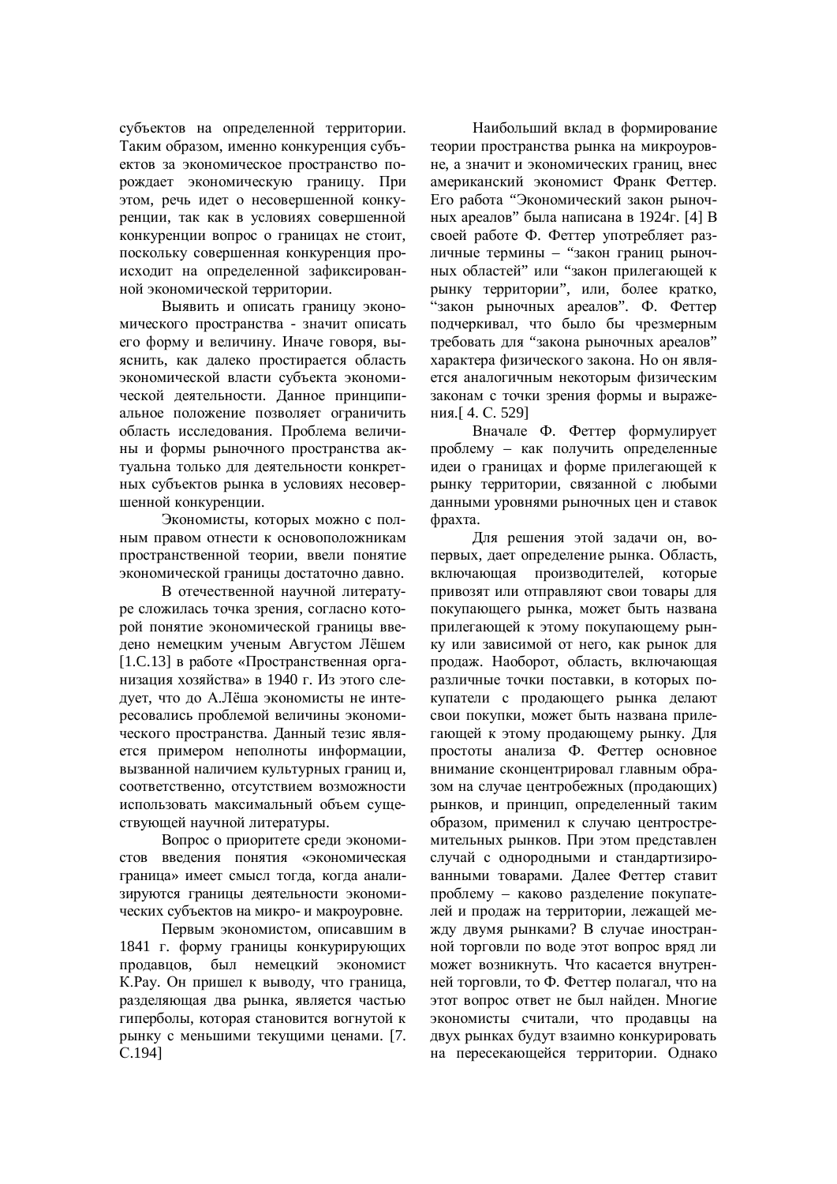субъектов на определенной территории. Таким образом, именно конкуренция субъектов за экономическое пространство порождает экономическую границу. При этом, речь идет о несовершенной конкуренции, так как в условиях совершенной конкуренции вопрос о границах не стоит, поскольку совершенная конкуренция происходит на определенной зафиксированной экономической территории.

Выявить и описать границу экономического пространства - значит описать его форму и величину. Иначе говоря, выяснить, как далеко простирается область экономической власти субъекта экономической деятельности. Данное принципиальное положение позволяет ограничить область исследования. Проблема величины и формы рыночного пространства актуальна только для деятельности конкретных субъектов рынка в условиях несовершенной конкуренции.

Экономисты, которых можно с полным правом отнести к основоположникам пространственной теории, ввели понятие экономической границы достаточно давно.

В отечественной научной литературе сложилась точка зрения, согласно которой понятие экономической границы введено немецким ученым Августом Лёшем [1.С.13] в работе «Пространственная организация хозяйства» в 1940 г. Из этого следует, что до А.Лёша экономисты не интересовались проблемой величины экономического пространства. Данный тезис является примером неполноты информации, вызванной наличием культурных границ и, соответственно, отсутствием возможности использовать максимальный объем существующей научной литературы.

Вопрос о приоритете среди экономистов введения понятия «экономическая граница» имеет смысл тогда, когда анализируются границы деятельности экономических субъектов на микро- и макроуровне.

Первым экономистом, описавшим в 1841 г. форму границы конкурирующих продавцов, был немецкий экономист К.Рау. Он пришел к выводу, что граница, разделяющая два рынка, является частью гиперболы, которая становится вогнутой к рынку с меньшими текущими ценами. [7. С.194]

Наибольший вклад в формирование теории пространства рынка на микроуровне, а значит и экономических границ, внес американский экономист Франк Феттер. Его работа "Экономический закон рыночных ареалов" была написана в 1924г. [4] В своей работе Ф. Феттер употребляет различные термины – "закон границ рыночных областей" или "закон прилегающей к рынку территории", или, более кратко, "закон рыночных ареалов". Ф. Феттер подчеркивал, что было бы чрезмерным требовать для "закона рыночных ареалов" характера физического закона. Но он является аналогичным некоторым физическим законам с точки зрения формы и выражения.[ 4. С. 529]

Вначале Ф. Феттер формулирует проблему – как получить определенные идеи о границах и форме прилегающей к рынку территории, связанной с любыми данными уровнями рыночных цен и ставок фрахта.

Для решения этой задачи он, во-первых, дает определение рынка. Область, включающая производителей, которые привозят или отправляют свои товары для покупающего рынка, может быть названа прилегающей к этому покупающему рынку или зависимой от него, как рынок для продаж. Наоборот, область, включающая различные точки поставки, в которых покупатели с продающего рынка делают свои покупки, может быть названа прилегающей к этому продающему рынку. Для простоты анализа Ф. Феттер основное внимание сконцентрировал главным образом на случае центробежных (продающих) рынков, и принцип, определенный таким образом, применил к случаю центростремительных рынков. При этом представлен случай с однородными и стандартизированными товарами. Далее Феттер ставит проблему – каково разделение покупателей и продаж на территории, лежащей между двумя рынками? В случае иностранной торговли по воде этот вопрос вряд ли может возникнуть. Что касается внутренней торговли, то Ф. Феттер полагал, что на этот вопрос ответ не был найден. Многие экономисты считали, что продавцы на двух рынках будут взаимно конкурировать на пересекающейся территории. Однако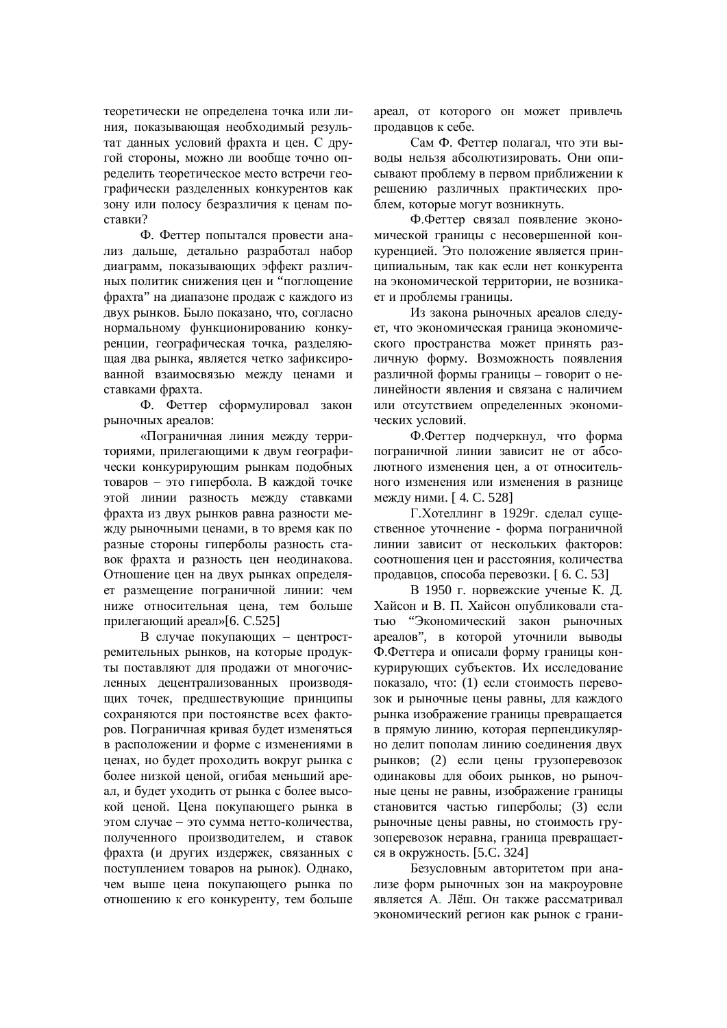теоретически не определена точка или линия, показывающая необходимый результат данных условий фрахта и цен. С другой стороны, можно ли вообще точно определить теоретическое место встречи географически разделенных конкурентов как зону или полосу безразличия к ценам поставки?

Ф. Феттер попытался провести анализ дальше, детально разработал набор диаграмм, показывающих эффект различных политик снижения цен и "поглощение фрахта" на диапазоне продаж с каждого из двух рынков. Было показано, что, согласно нормальному функционированию конкуренции, географическая точка, разделяющая два рынка, является четко зафиксированной взаимосвязью между ценами и ставками фрахта.

Ф. Феттер сформулировал закон рыночных ареалов:

«Пограничная линия между территориями, прилегающими к двум географически конкурирующим рынкам подобных товаров – это гипербола. В каждой точке этой линии разность между ставками фрахта из двух рынков равна разности между рыночными ценами, в то время как по разные стороны гиперболы разность ставок фрахта и разность цен неодинакова. Отношение цен на двух рынках определяет размещение пограничной линии: чем ниже относительная цена, тем больше прилегающий ареал»[6. С.525]

В случае покупающих – центростремительных рынков, на которые продукты поставляют для продажи от многочисленных децентрализованных производящих точек, предшествующие принципы сохраняются при постоянстве всех факторов. Пограничная кривая будет изменяться в расположении и форме с изменениями в ценах, но будет проходить вокруг рынка с более низкой ценой, огибая меньший ареал, и будет уходить от рынка с более высокой ценой. Цена покупающего рынка в этом случае – это сумма нетто-количества, полученного производителем, и ставок фрахта (и других издержек, связанных с поступлением товаров на рынок). Однако, чем выше цена покупающего рынка по отношению к его конкуренту, тем больше ареал, от которого он может привлечь продавцов к себе.

Сам Ф. Феттер полагал, что эти выводы нельзя абсолютизировать. Они описывают проблему в первом приближении к решению различных практических проблем, которые могут возникнуть.

Ф.Феттер связал появление экономической границы с несовершенной конкуренцией. Это положение является принципиальным, так как если нет конкурента на экономической территории, не возникает и проблемы границы.

Из закона рыночных ареалов следует, что экономическая граница экономического пространства может принять различную форму. Возможность появления различной формы границы – говорит о нелинейности явления и связана с наличием или отсутствием определенных экономических условий.

Ф.Феттер подчеркнул, что форма пограничной линии зависит не от абсолютного изменения цен, а от относительного изменения или изменения в разнице между ними. [ 4. С. 528]

Г.Хотеллинг в 1929г. сделал существенное уточнение - форма пограничной линии зависит от нескольких факторов: соотношения цен и расстояния, количества продавцов, способа перевозки. [ 6. С. 53]

В 1950 г. норвежские ученые К. Д. Хайсон и В. П. Хайсон опубликовали статью "Экономический закон рыночных ареалов", в которой уточнили выводы Ф.Феттера и описали форму границы конкурирующих субъектов. Их исследование показало, что: (1) если стоимость перевозок и рыночные цены равны, для каждого рынка изображение границы превращается в прямую линию, которая перпендикулярно делит пополам линию соединения двух рынков; (2) если цены грузоперевозок одинаковы для обоих рынков, но рыночные цены не равны, изображение границы становится частью гиперболы; (3) если рыночные цены равны, но стоимость грузоперевозок неравна, граница превращается в окружность. [5.С. 324]

Безусловным авторитетом при анализе форм рыночных зон на макроуровне является А. Лёш. Он также рассматривал экономический регион как рынок с грани-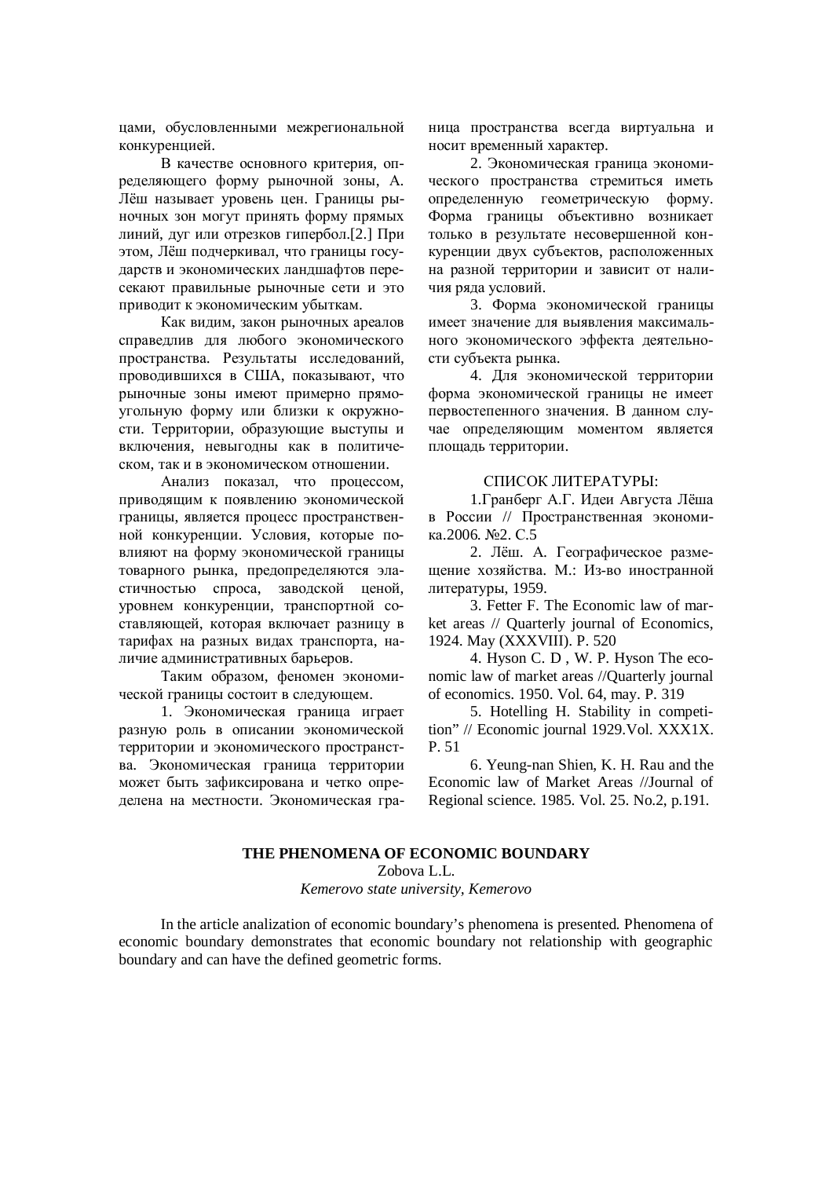цами, обусловленными межрегиональной конкуренцией.

В качестве основного критерия, определяющего форму рыночной зоны, А. Лёш называет уровень цен. Границы рыночных зон могут принять форму прямых линий, дуг или отрезков гипербол.[2.] При этом, Лёш подчеркивал, что границы государств и экономических ландшафтов пересекают правильные рыночные сети и это приводит к экономическим убыткам.

Как видим, закон рыночных ареалов справедлив для любого экономического пространства. Результаты исследований, проводившихся в США, показывают, что рыночные зоны имеют примерно прямоугольную форму или близки к окружности. Территории, образующие выступы и включения, невыгодны как в политическом, так и в экономическом отношении.

Анализ показал, что процессом, приводящим к появлению экономической границы, является процесс пространственной конкуренции. Условия, которые повлияют на форму экономической границы товарного рынка, предопределяются эластичностью спроса, заводской ценой, уровнем конкуренции, транспортной составляющей, которая включает разницу в тарифах на разных видах транспорта, наличие административных барьеров.

Таким образом, феномен экономической границы состоит в следующем.

1. Экономическая граница играет разную роль в описании экономической территории и экономического пространства. Экономическая граница территории может быть зафиксирована и четко определена на местности. Экономическая граница пространства всегда виртуальна и носит временный характер.

2. Экономическая граница экономического пространства стремиться иметь определенную геометрическую форму. Форма границы объективно возникает только в результате несовершенной конкуренции двух субъектов, расположенных на разной территории и зависит от наличия ряда условий.

3. Форма экономической границы имеет значение для выявления максимального экономического эффекта деятельности субъекта рынка.

4. Для экономической территории форма экономической границы не имеет первостепенного значения. В данном случае определяющим моментом является площадь территории.

## СПИСОК ЛИТЕРАТУРЫ:

1.Гранберг А.Г. Идеи Августа Лёша в России // Пространственная экономика.2006. №2. С.5

2. Лёш. А. Географическое размещение хозяйства. М.: Из-во иностранной литературы, 1959.

3. Fetter F. The Economic law of market areas // Quarterly journal of Economics, 1924. May (XXXVIII). P. 520

4. Hyson C. D , W. P. Hyson The economic law of market areas //Quarterly journal of economics. 1950. Vol. 64, may. P. 319

5. Hotelling H. Stability in competition" // Economic journal 1929.Vol. XXX1X. P. 51

6. Yeung-nan Shien, K. H. Rau and the Economic law of Market Areas //Journal of Regional science. 1985. Vol. 25. No.2, p.191.

## THE PHENOMENA OF ECONOMIC BOUNDARY

Zobova L.L.

*Kemerovo state university, Kemerovo*

In the article analization of economic boundary's phenomena is presented. Phenomena of economic boundary demonstrates that economic boundary not relationship with geographic boundary and can have the defined geometric forms.